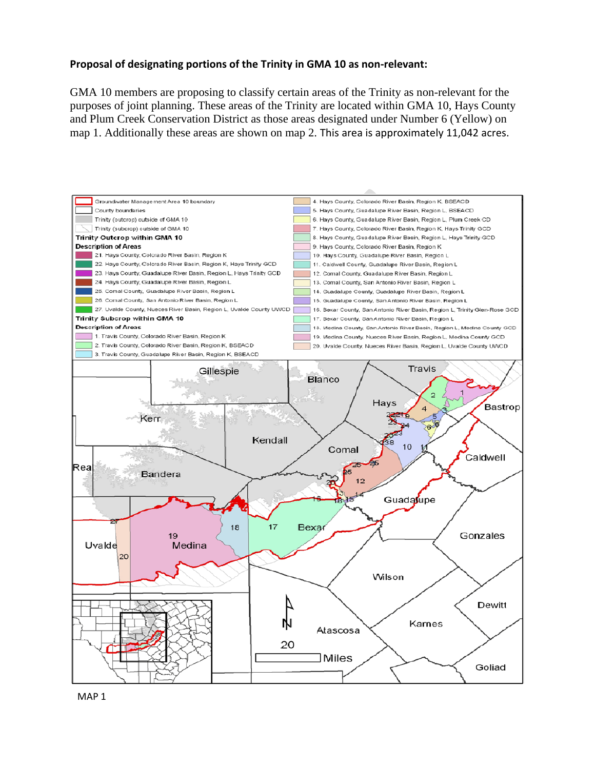**Proposal of designating portions of the Trinity in GMA 10 as non-relevant:**

GMA 10 members are proposing to classify certain areas of the Trinity as non-relevant for the purposes of joint planning. These areas of the Trinity are located within GMA 10, Hays County and Plum Creek Conservation District as those areas designated under Number 6 (Yellow) on map 1. Additionally these areas are shown on map 2. This area is approximately 11,042 acres.

Groundwater Management Area 10 boundary
County boundaries
Trinity (outcrop) outside of GMA 10
Trinity (subcrop) outside of GMA 10

**Trinity Outcrop within GMA 10**
**Description of Areas**
21. Hays County, Colorado River Basin, Region K
22. Hays County, Colorado River Basin, Region K, Hays Trinity GCD
23. Hays County, Guadalupe River Basin, Region L, Hays Trinity GCD
24. Hays County, Guadalupe River Basin, Region L
25. Comal County, Guadalupe River Basin, Region L
26. Comal County, San Antonio River Basin, Region L
27. Uvalde County, Nueces River Basin, Region L, Uvalde County UWCD

**Trinity Subcrop within GMA 10**
**Description of Areas**
1. Travis County, Colorado River Basin, Region K
2. Travis County, Colorado River Basin, Region K, BSEACD
3. Travis County, Guadalupe River Basin, Region K, BSEACD
4. Hays County, Colorado River Basin, Region K, BSEACD
5. Hays County, Guadalupe River Basin, Region L, BSEACD
6. Hays County, Guadalupe River Basin, Region L, Plum Creek CD
7. Hays County, Colorado River Basin, Region K, Hays Trinity GCD
8. Hays County, Guadalupe River Basin, Region L, Hays Trinity GCD
9. Hays County, Colorado River Basin, Region K
10. Hays County, Guadalupe River Basin, Region L
11. Caldwell County, Guadalupe River Basin, Region L
12. Comal County, Guadalupe River Basin, Region L
13. Comal County, San Antonio River Basin, Region L
14. Guadalupe County, Guadalupe River Basin, Region L
15. Guadalupe County, San Antonio River Basin, Region L
16. Bexar County, San Antonio River Basin, Region L, Trinity Glen-Rose GCD
17. Bexar County, San Antonio River Basin, Region L
18. Medina County, San Antonio River Basin, Region L, Medina County GCD
19. Medina County, Nueces River Basin, Region L, Medina County GCD
20. Uvalde County, Nueces River Basin, Region L, Uvalde County UWCD

MAP 1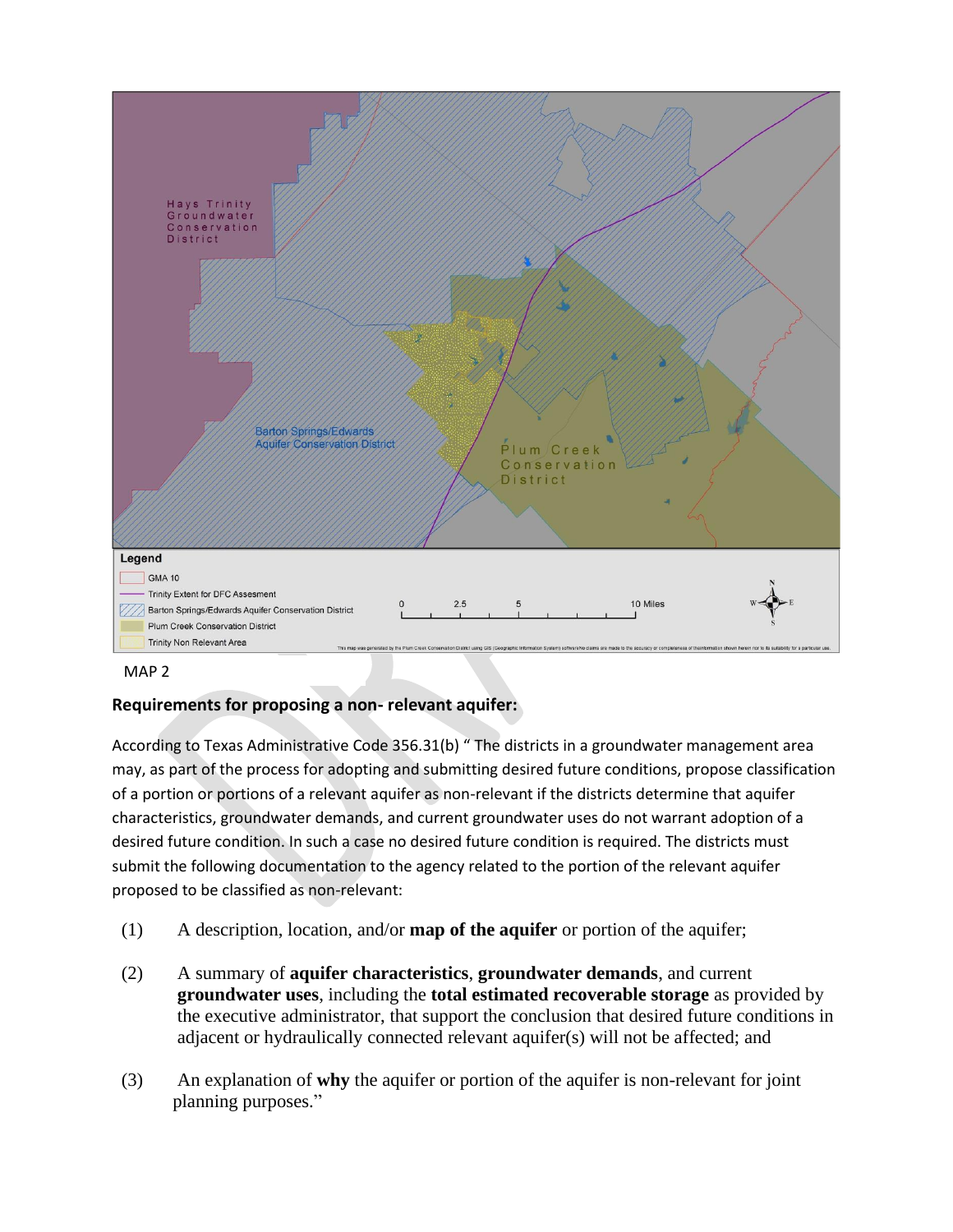MAP 2

**Requirements for proposing a non- relevant aquifer:**

According to Texas Administrative Code 356.31(b) " The districts in a groundwater management area may, as part of the process for adopting and submitting desired future conditions, propose classification of a portion or portions of a relevant aquifer as non-relevant if the districts determine that aquifer characteristics, groundwater demands, and current groundwater uses do not warrant adoption of a desired future condition. In such a case no desired future condition is required. The districts must submit the following documentation to the agency related to the portion of the relevant aquifer proposed to be classified as non-relevant:

(1) A description, location, and/or **map of the aquifer** or portion of the aquifer;

(2) A summary of **aquifer characteristics**, **groundwater demands**, and current **groundwater uses**, including the **total estimated recoverable storage** as provided by the executive administrator, that support the conclusion that desired future conditions in adjacent or hydraulically connected relevant aquifer(s) will not be affected; and

(3) An explanation of **why** the aquifer or portion of the aquifer is non-relevant for joint planning purposes."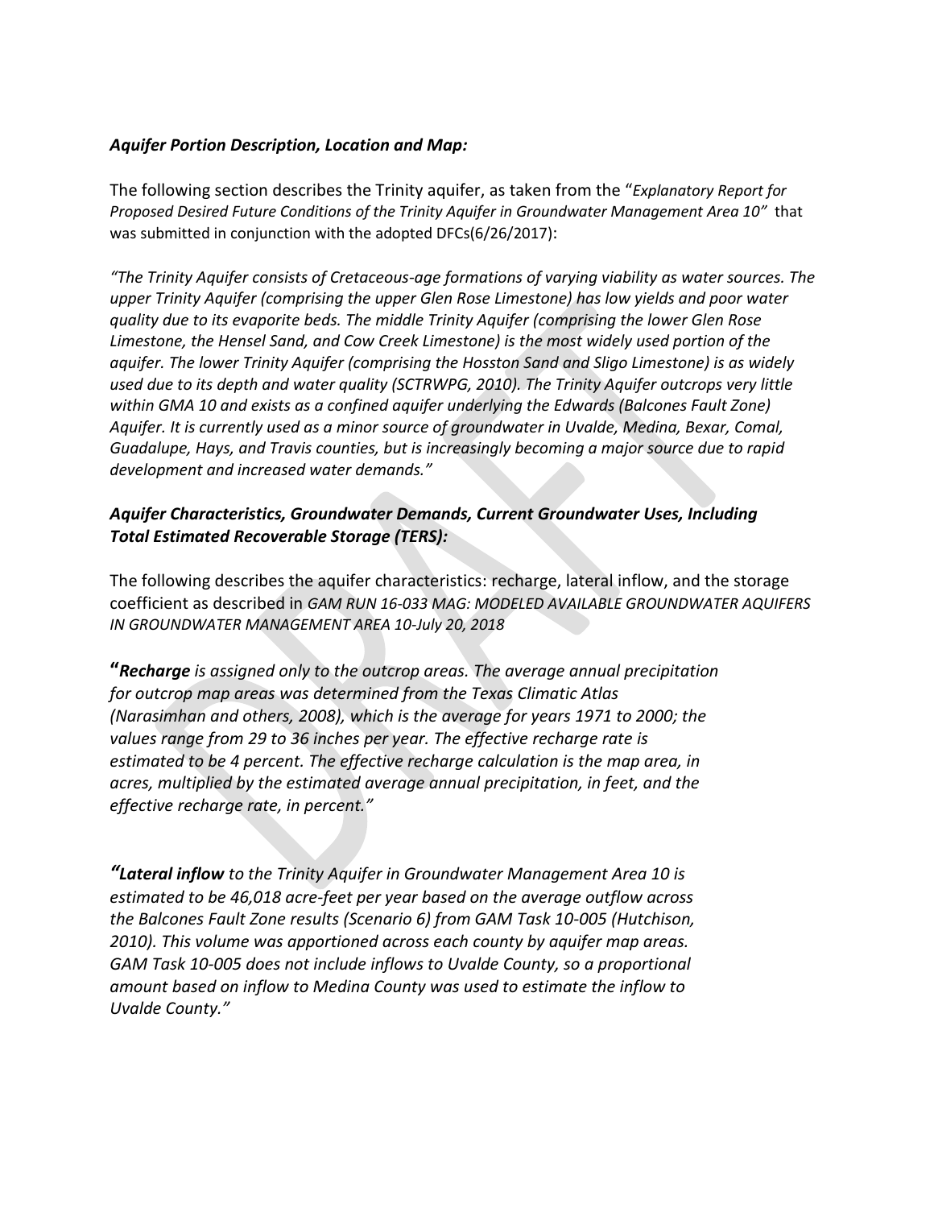***Aquifer Portion Description, Location and Map:***

The following section describes the Trinity aquifer, as taken from the "*Explanatory Report for Proposed Desired Future Conditions of the Trinity Aquifer in Groundwater Management Area 10"* that was submitted in conjunction with the adopted DFCs(6/26/2017):

*"The Trinity Aquifer consists of Cretaceous-age formations of varying viability as water sources. The upper Trinity Aquifer (comprising the upper Glen Rose Limestone) has low yields and poor water quality due to its evaporite beds. The middle Trinity Aquifer (comprising the lower Glen Rose Limestone, the Hensel Sand, and Cow Creek Limestone) is the most widely used portion of the aquifer. The lower Trinity Aquifer (comprising the Hosston Sand and Sligo Limestone) is as widely used due to its depth and water quality (SCTRWPG, 2010). The Trinity Aquifer outcrops very little within GMA 10 and exists as a confined aquifer underlying the Edwards (Balcones Fault Zone) Aquifer. It is currently used as a minor source of groundwater in Uvalde, Medina, Bexar, Comal, Guadalupe, Hays, and Travis counties, but is increasingly becoming a major source due to rapid development and increased water demands."*

***Aquifer Characteristics, Groundwater Demands, Current Groundwater Uses, Including Total Estimated Recoverable Storage (TERS):***

The following describes the aquifer characteristics: recharge, lateral inflow, and the storage coefficient as described in *GAM RUN 16-033 MAG: MODELED AVAILABLE GROUNDWATER AQUIFERS IN GROUNDWATER MANAGEMENT AREA 10-July 20, 2018*

**"*Recharge*** *is assigned only to the outcrop areas. The average annual precipitation for outcrop map areas was determined from the Texas Climatic Atlas (Narasimhan and others, 2008), which is the average for years 1971 to 2000; the values range from 29 to 36 inches per year. The effective recharge rate is estimated to be 4 percent. The effective recharge calculation is the map area, in acres, multiplied by the estimated average annual precipitation, in feet, and the effective recharge rate, in percent."*

***"Lateral inflow*** *to the Trinity Aquifer in Groundwater Management Area 10 is estimated to be 46,018 acre-feet per year based on the average outflow across the Balcones Fault Zone results (Scenario 6) from GAM Task 10-005 (Hutchison, 2010). This volume was apportioned across each county by aquifer map areas. GAM Task 10-005 does not include inflows to Uvalde County, so a proportional amount based on inflow to Medina County was used to estimate the inflow to Uvalde County."*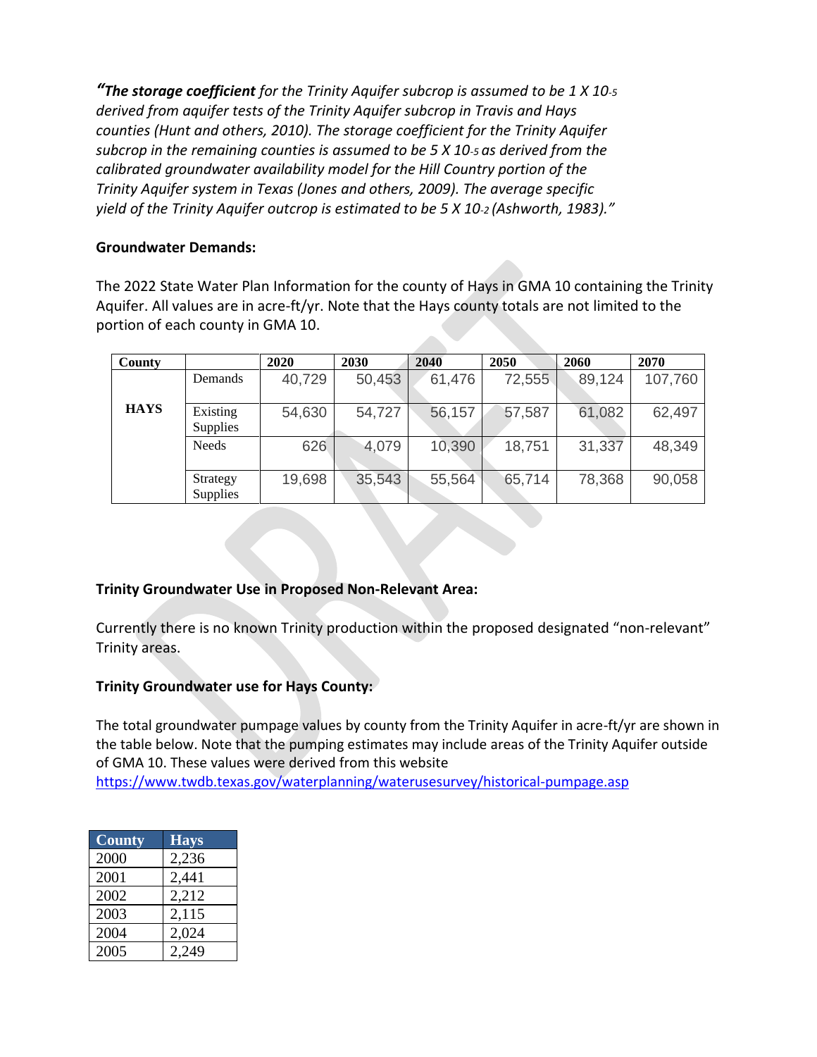*"**The storage coefficient** for the Trinity Aquifer subcrop is assumed to be 1 X $10^{-5}$ derived from aquifer tests of the Trinity Aquifer subcrop in Travis and Hays counties (Hunt and others, 2010). The storage coefficient for the Trinity Aquifer subcrop in the remaining counties is assumed to be 5 X $10^{-5}$ as derived from the calibrated groundwater availability model for the Hill Country portion of the Trinity Aquifer system in Texas (Jones and others, 2009). The average specific yield of the Trinity Aquifer outcrop is estimated to be 5 X $10^{-2}$ (Ashworth, 1983)."*

**Groundwater Demands:**

The 2022 State Water Plan Information for the county of Hays in GMA 10 containing the Trinity Aquifer. All values are in acre-ft/yr. Note that the Hays county totals are not limited to the portion of each county in GMA 10.

| County | | 2020 | 2030 | 2040 | 2050 | 2060 | 2070 |
|---|---|---|---|---|---|---|---|
| HAYS | Demands | 40,729 | 50,453 | 61,476 | 72,555 | 89,124 | 107,760 |
| | Existing Supplies | 54,630 | 54,727 | 56,157 | 57,587 | 61,082 | 62,497 |
| | Needs | 626 | 4,079 | 10,390 | 18,751 | 31,337 | 48,349 |
| | Strategy Supplies | 19,698 | 35,543 | 55,564 | 65,714 | 78,368 | 90,058 |

**Trinity Groundwater Use in Proposed Non-Relevant Area:**

Currently there is no known Trinity production within the proposed designated "non-relevant" Trinity areas.

**Trinity Groundwater use for Hays County:**

The total groundwater pumpage values by county from the Trinity Aquifer in acre-ft/yr are shown in the table below. Note that the pumping estimates may include areas of the Trinity Aquifer outside of GMA 10. These values were derived from this website https://www.twdb.texas.gov/waterplanning/waterusesurvey/historical-pumpage.asp

| County | Hays |
|---|---|
| 2000 | 2,236 |
| 2001 | 2,441 |
| 2002 | 2,212 |
| 2003 | 2,115 |
| 2004 | 2,024 |
| 2005 | 2,249 |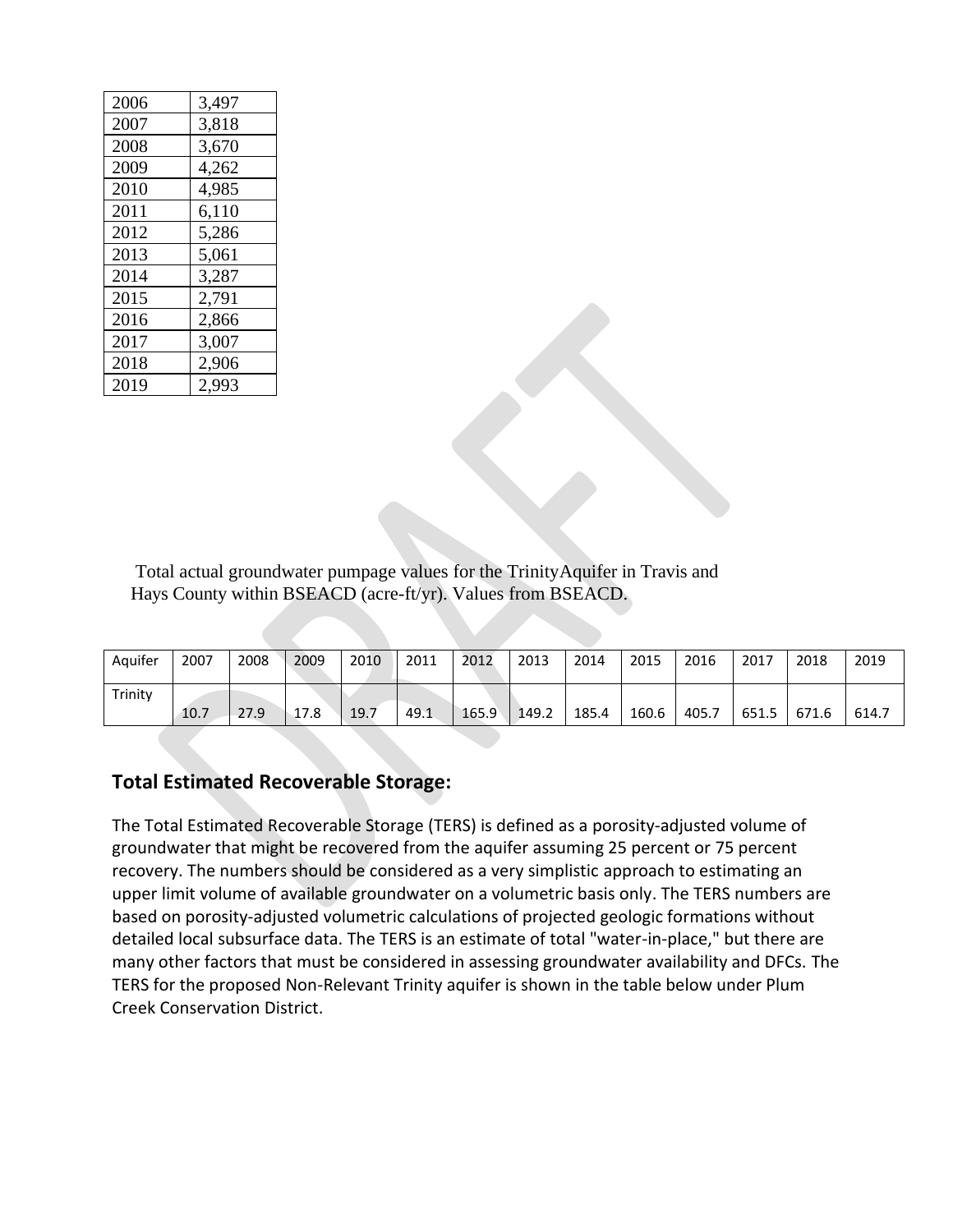| 2006 | 3,497 |
|---|---|
| 2007 | 3,818 |
| 2008 | 3,670 |
| 2009 | 4,262 |
| 2010 | 4,985 |
| 2011 | 6,110 |
| 2012 | 5,286 |
| 2013 | 5,061 |
| 2014 | 3,287 |
| 2015 | 2,791 |
| 2016 | 2,866 |
| 2017 | 3,007 |
| 2018 | 2,906 |
| 2019 | 2,993 |

Total actual groundwater pumpage values for the TrinityAquifer in Travis and Hays County within BSEACD (acre-ft/yr). Values from BSEACD.

| Aquifer | 2007 | 2008 | 2009 | 2010 | 2011 | 2012 | 2013 | 2014 | 2015 | 2016 | 2017 | 2018 | 2019 |
|---|---|---|---|---|---|---|---|---|---|---|---|---|---|
| Trinity | 10.7 | 27.9 | 17.8 | 19.7 | 49.1 | 165.9 | 149.2 | 185.4 | 160.6 | 405.7 | 651.5 | 671.6 | 614.7 |

## Total Estimated Recoverable Storage:

The Total Estimated Recoverable Storage (TERS) is defined as a porosity-adjusted volume of groundwater that might be recovered from the aquifer assuming 25 percent or 75 percent recovery. The numbers should be considered as a very simplistic approach to estimating an upper limit volume of available groundwater on a volumetric basis only. The TERS numbers are based on porosity-adjusted volumetric calculations of projected geologic formations without detailed local subsurface data. The TERS is an estimate of total "water-in-place," but there are many other factors that must be considered in assessing groundwater availability and DFCs. The TERS for the proposed Non-Relevant Trinity aquifer is shown in the table below under Plum Creek Conservation District.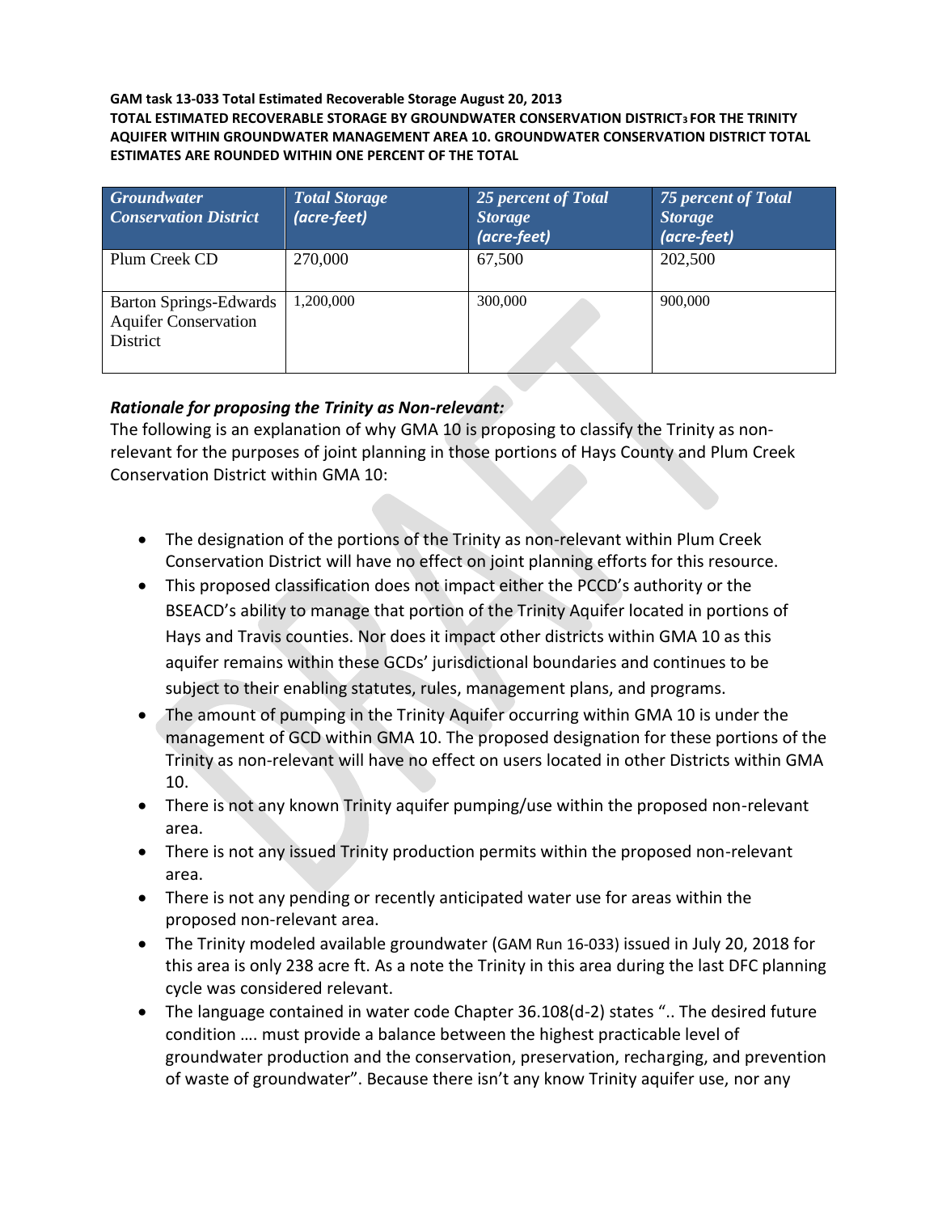**GAM task 13-033 Total Estimated Recoverable Storage August 20, 2013**
**TOTAL ESTIMATED RECOVERABLE STORAGE BY GROUNDWATER CONSERVATION DISTRICT3 FOR THE TRINITY AQUIFER WITHIN GROUNDWATER MANAGEMENT AREA 10. GROUNDWATER CONSERVATION DISTRICT TOTAL ESTIMATES ARE ROUNDED WITHIN ONE PERCENT OF THE TOTAL**

| *Groundwater Conservation District* | *Total Storage (acre-feet)* | *25 percent of Total Storage (acre-feet)* | *75 percent of Total Storage (acre-feet)* |
|---|---|---|---|
| Plum Creek CD | 270,000 | 67,500 | 202,500 |
| Barton Springs-Edwards Aquifer Conservation District | 1,200,000 | 300,000 | 900,000 |

***Rationale for proposing the Trinity as Non-relevant:***
The following is an explanation of why GMA 10 is proposing to classify the Trinity as non-relevant for the purposes of joint planning in those portions of Hays County and Plum Creek Conservation District within GMA 10:

- The designation of the portions of the Trinity as non-relevant within Plum Creek Conservation District will have no effect on joint planning efforts for this resource.
- This proposed classification does not impact either the PCCD's authority or the BSEACD's ability to manage that portion of the Trinity Aquifer located in portions of Hays and Travis counties. Nor does it impact other districts within GMA 10 as this aquifer remains within these GCDs' jurisdictional boundaries and continues to be subject to their enabling statutes, rules, management plans, and programs.
- The amount of pumping in the Trinity Aquifer occurring within GMA 10 is under the management of GCD within GMA 10. The proposed designation for these portions of the Trinity as non-relevant will have no effect on users located in other Districts within GMA 10.
- There is not any known Trinity aquifer pumping/use within the proposed non-relevant area.
- There is not any issued Trinity production permits within the proposed non-relevant area.
- There is not any pending or recently anticipated water use for areas within the proposed non-relevant area.
- The Trinity modeled available groundwater (GAM Run 16-033) issued in July 20, 2018 for this area is only 238 acre ft. As a note the Trinity in this area during the last DFC planning cycle was considered relevant.
- The language contained in water code Chapter 36.108(d-2) states ".. The desired future condition …. must provide a balance between the highest practicable level of groundwater production and the conservation, preservation, recharging, and prevention of waste of groundwater". Because there isn't any know Trinity aquifer use, nor any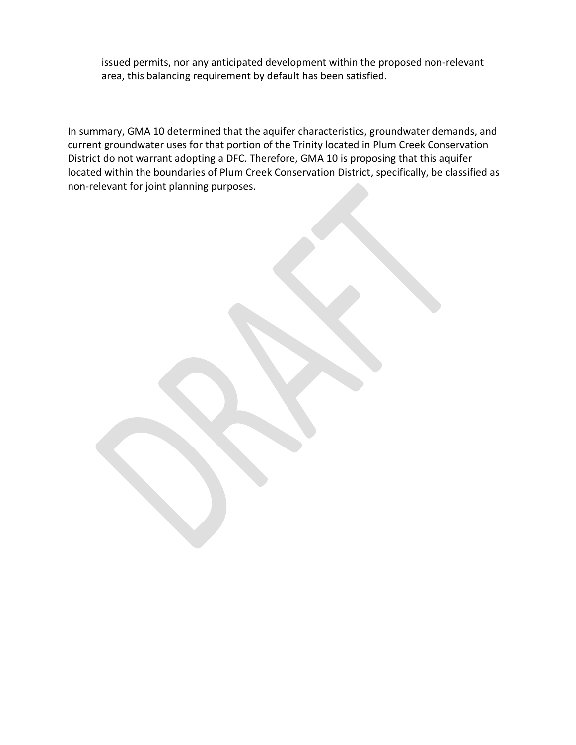issued permits, nor any anticipated development within the proposed non-relevant area, this balancing requirement by default has been satisfied.

In summary, GMA 10 determined that the aquifer characteristics, groundwater demands, and current groundwater uses for that portion of the Trinity located in Plum Creek Conservation District do not warrant adopting a DFC. Therefore, GMA 10 is proposing that this aquifer located within the boundaries of Plum Creek Conservation District, specifically, be classified as non-relevant for joint planning purposes.